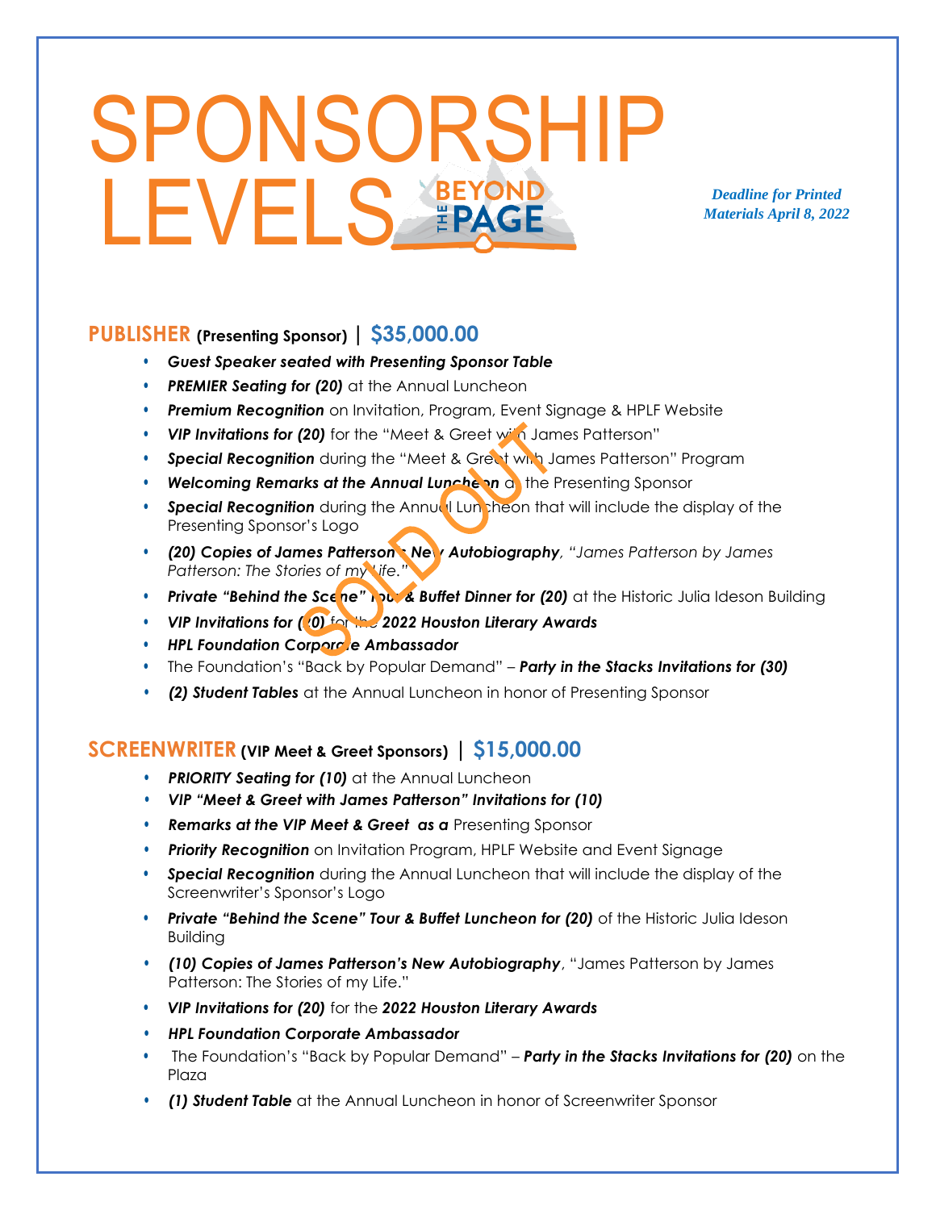# SPONSORSHIP LEVELS

BEYOND THE PAGE

*Deadline for Printed Materials April 8, 2022*

## PUBLISHER (Presenting Sponsor) | $35,000.00

SOLD OUT

- ***Guest Speaker seated with Presenting Sponsor Table***
- ***PREMIER Seating for (20)*** at the Annual Luncheon
- ***Premium Recognition*** on Invitation, Program, Event Signage & HPLF Website
- ***VIP Invitations for (20)*** for the "Meet & Greet with James Patterson"
- ***Special Recognition*** during the "Meet & Greet with James Patterson" Program
- ***Welcoming Remarks at the Annual Luncheon*** as the Presenting Sponsor
- ***Special Recognition*** during the Annual Luncheon that will include the display of the Presenting Sponsor's Logo
- ***(20) Copies of James Patterson's New Autobiography***, *"James Patterson by James Patterson: The Stories of my Life."*
- ***Private "Behind the Scene" Tour & Buffet Dinner for (20)*** at the Historic Julia Ideson Building
- ***VIP Invitations for (20)*** for the ***2022 Houston Literary Awards***
- ***HPL Foundation Corporate Ambassador***
- The Foundation's "Back by Popular Demand" – ***Party in the Stacks Invitations for (30)***
- ***(2) Student Tables*** at the Annual Luncheon in honor of Presenting Sponsor

## SCREENWRITER (VIP Meet & Greet Sponsors) | $15,000.00

- ***PRIORITY Seating for (10)*** at the Annual Luncheon
- ***VIP "Meet & Greet with James Patterson" Invitations for (10)***
- ***Remarks at the VIP Meet & Greet as a*** Presenting Sponsor
- ***Priority Recognition*** on Invitation Program, HPLF Website and Event Signage
- ***Special Recognition*** during the Annual Luncheon that will include the display of the Screenwriter's Sponsor's Logo
- ***Private "Behind the Scene" Tour & Buffet Luncheon for (20)*** of the Historic Julia Ideson Building
- ***(10) Copies of James Patterson's New Autobiography***, "James Patterson by James Patterson: The Stories of my Life."
- ***VIP Invitations for (20)*** for the ***2022 Houston Literary Awards***
- ***HPL Foundation Corporate Ambassador***
- The Foundation's "Back by Popular Demand" – ***Party in the Stacks Invitations for (20)*** on the Plaza
- ***(1) Student Table*** at the Annual Luncheon in honor of Screenwriter Sponsor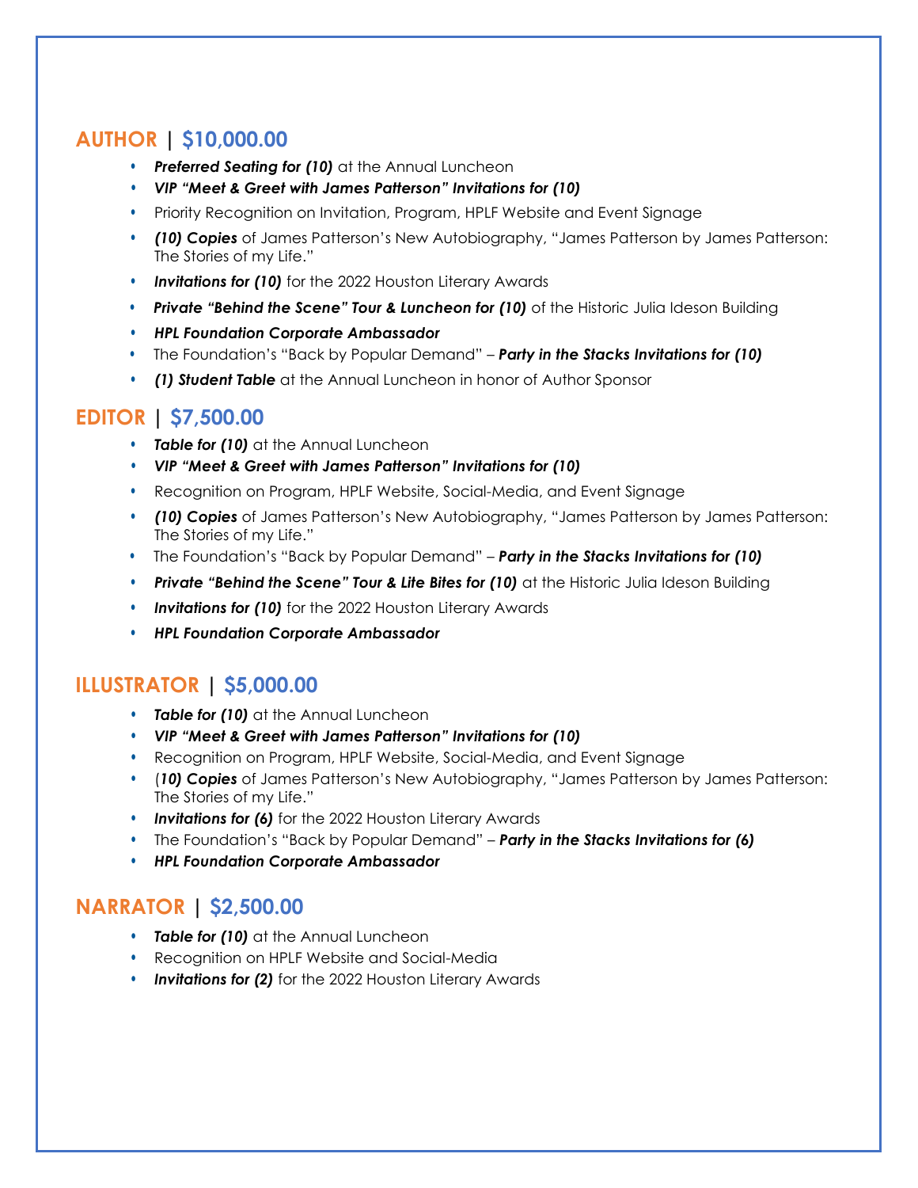## AUTHOR | $10,000.00

- ***Preferred Seating for (10)*** at the Annual Luncheon
- ***VIP "Meet & Greet with James Patterson" Invitations for (10)***
- Priority Recognition on Invitation, Program, HPLF Website and Event Signage
- ***(10) Copies*** of James Patterson's New Autobiography, "James Patterson by James Patterson: The Stories of my Life."
- ***Invitations for (10)*** for the 2022 Houston Literary Awards
- ***Private "Behind the Scene" Tour & Luncheon for (10)*** of the Historic Julia Ideson Building
- ***HPL Foundation Corporate Ambassador***
- The Foundation's "Back by Popular Demand" – ***Party in the Stacks Invitations for (10)***
- ***(1) Student Table*** at the Annual Luncheon in honor of Author Sponsor

## EDITOR | $7,500.00

- ***Table for (10)*** at the Annual Luncheon
- ***VIP "Meet & Greet with James Patterson" Invitations for (10)***
- Recognition on Program, HPLF Website, Social-Media, and Event Signage
- ***(10) Copies*** of James Patterson's New Autobiography, "James Patterson by James Patterson: The Stories of my Life."
- The Foundation's "Back by Popular Demand" – ***Party in the Stacks Invitations for (10)***
- ***Private "Behind the Scene" Tour & Lite Bites for (10)*** at the Historic Julia Ideson Building
- ***Invitations for (10)*** for the 2022 Houston Literary Awards
- ***HPL Foundation Corporate Ambassador***

## ILLUSTRATOR | $5,000.00

- ***Table for (10)*** at the Annual Luncheon
- ***VIP "Meet & Greet with James Patterson" Invitations for (10)***
- Recognition on Program, HPLF Website, Social-Media, and Event Signage
- (***10) Copies*** of James Patterson's New Autobiography, "James Patterson by James Patterson: The Stories of my Life."
- ***Invitations for (6)*** for the 2022 Houston Literary Awards
- The Foundation's "Back by Popular Demand" – ***Party in the Stacks Invitations for (6)***
- ***HPL Foundation Corporate Ambassador***

## NARRATOR | $2,500.00

- ***Table for (10)*** at the Annual Luncheon
- Recognition on HPLF Website and Social-Media
- ***Invitations for (2)*** for the 2022 Houston Literary Awards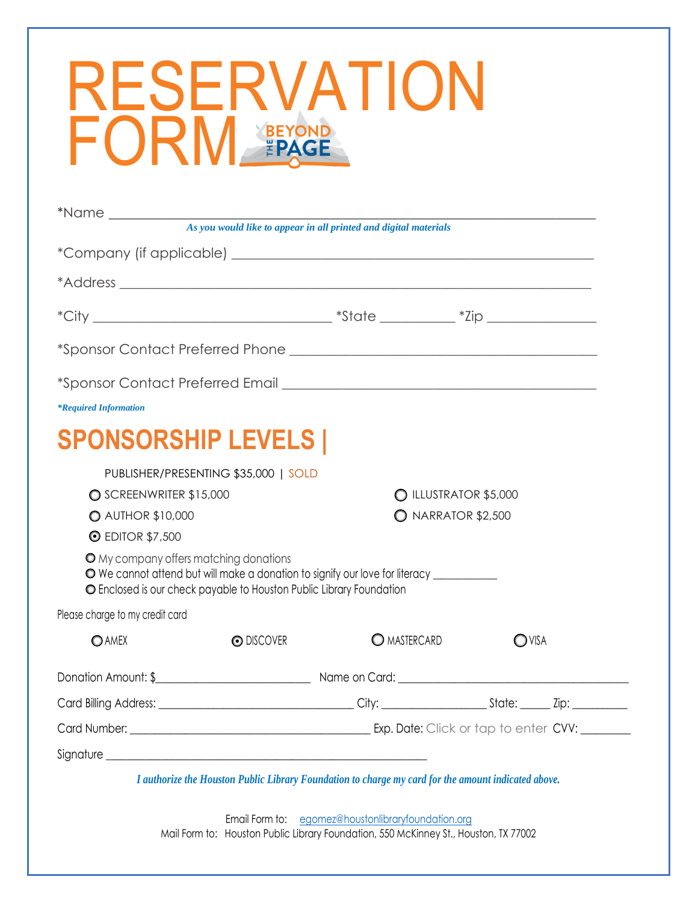# RESERVATION FORM

BEYOND THE PAGE

*Name ___________________________________________________________________

*As you would like to appear in all printed and digital materials*

*Company (if applicable) ___________________________________________________

*Address ________________________________________________________________

*City ________________________________ *State __________ *Zip ______________

*Sponsor Contact Preferred Phone __________________________________________

*Sponsor Contact Preferred Email ___________________________________________

***Required Information***

## SPONSORSHIP LEVELS |

PUBLISHER/PRESENTING $35,000 | SOLD

- ○ SCREENWRITER $15,000
- ○ AUTHOR $10,000
- ◉ EDITOR $7,500
- ○ ILLUSTRATOR $5,000
- ○ NARRATOR $2,500

- ○ My company offers matching donations
- ○ We cannot attend but will make a donation to signify our love for literacy __________
- ○ Enclosed is our check payable to Houston Public Library Foundation

Please charge to my credit card

○ AMEX ◉ DISCOVER ○ MASTERCARD ○ VISA

Donation Amount: $______________________ Name on Card: ___________________________________

Card Billing Address: ____________________________ City: _______________ State: _____ Zip: ________

Card Number: ____________________________________ Exp. Date: Click or tap to enter CVV: ________

Signature ________________________________________________

*I authorize the Houston Public Library Foundation to charge my card for the amount indicated above.*

Email Form to: egomez@houstonlibraryfoundation.org
Mail Form to: Houston Public Library Foundation, 550 McKinney St., Houston, TX 77002